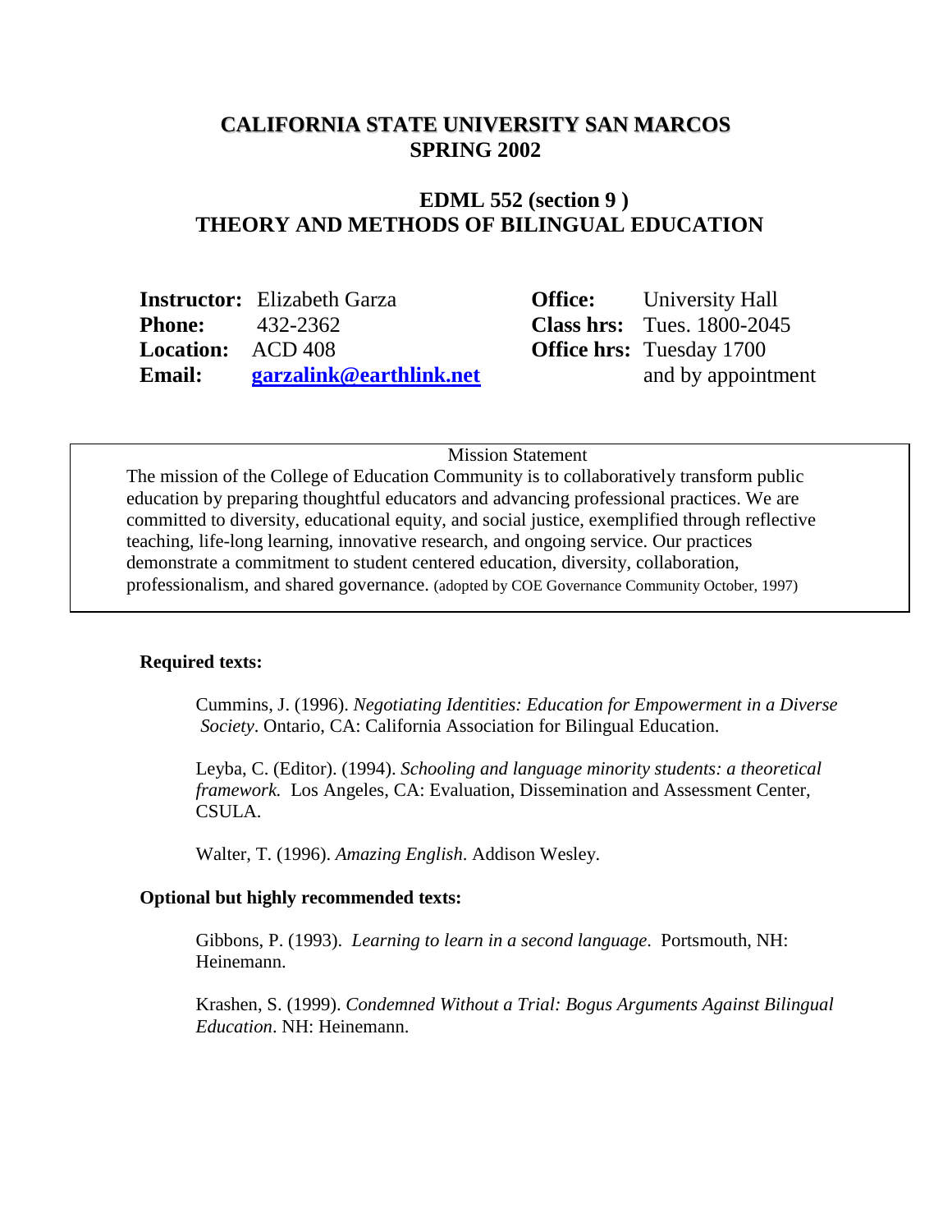# CALIFORNIA STATE UNIVERSITY SAN MARCOS
## SPRING 2002

## EDML 552 (section 9 )
## THEORY AND METHODS OF BILINGUAL EDUCATION

**Instructor:** Elizabeth Garza
**Phone:** 432-2362
**Location:** ACD 408
**Email:** [garzalink@earthlink.net](mailto:garzalink@earthlink.net)

**Office:** University Hall
**Class hrs:** Tues. 1800-2045
**Office hrs:** Tuesday 1700 and by appointment

> Mission Statement
>
> The mission of the College of Education Community is to collaboratively transform public education by preparing thoughtful educators and advancing professional practices. We are committed to diversity, educational equity, and social justice, exemplified through reflective teaching, life-long learning, innovative research, and ongoing service. Our practices demonstrate a commitment to student centered education, diversity, collaboration, professionalism, and shared governance. (adopted by COE Governance Community October, 1997)

**Required texts:**

Cummins, J. (1996). *Negotiating Identities: Education for Empowerment in a Diverse Society*. Ontario, CA: California Association for Bilingual Education.

Leyba, C. (Editor). (1994). *Schooling and language minority students: a theoretical framework.* Los Angeles, CA: Evaluation, Dissemination and Assessment Center, CSULA.

Walter, T. (1996). *Amazing English*. Addison Wesley.

**Optional but highly recommended texts:**

Gibbons, P. (1993). *Learning to learn in a second language*. Portsmouth, NH: Heinemann.

Krashen, S. (1999). *Condemned Without a Trial: Bogus Arguments Against Bilingual Education*. NH: Heinemann.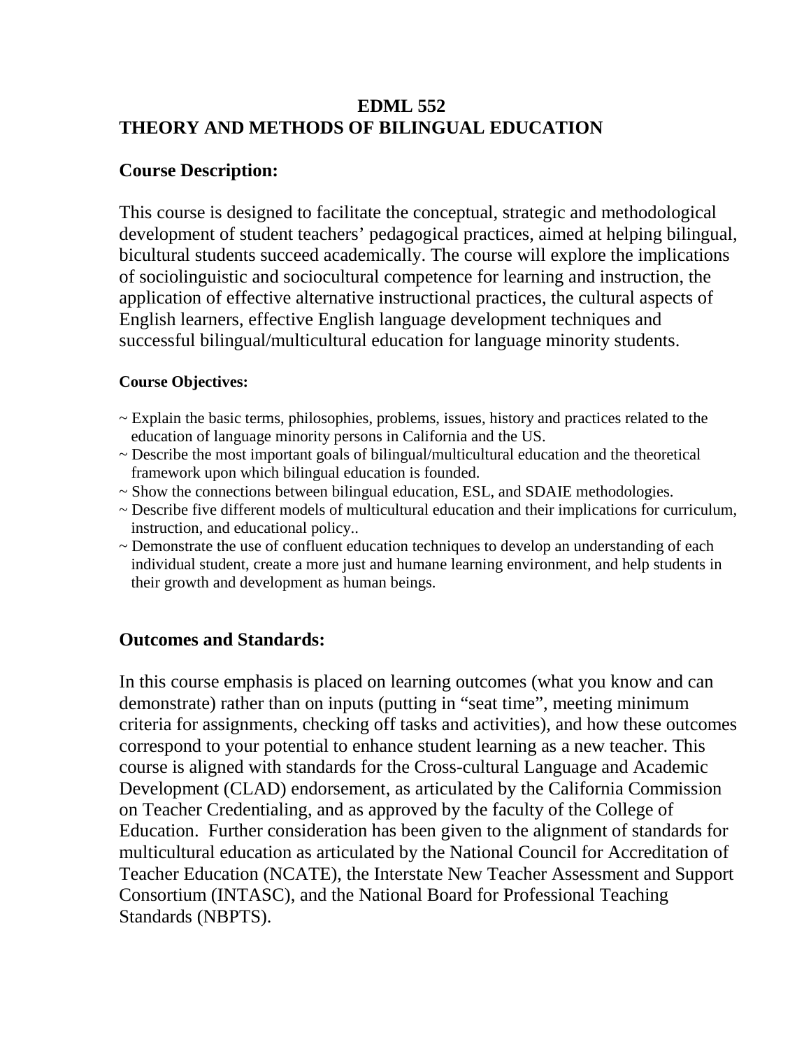**EDML 552**
**THEORY AND METHODS OF BILINGUAL EDUCATION**

## Course Description:

This course is designed to facilitate the conceptual, strategic and methodological development of student teachers' pedagogical practices, aimed at helping bilingual, bicultural students succeed academically. The course will explore the implications of sociolinguistic and sociocultural competence for learning and instruction, the application of effective alternative instructional practices, the cultural aspects of English learners, effective English language development techniques and successful bilingual/multicultural education for language minority students.

### Course Objectives:

~ Explain the basic terms, philosophies, problems, issues, history and practices related to the education of language minority persons in California and the US.
~ Describe the most important goals of bilingual/multicultural education and the theoretical framework upon which bilingual education is founded.
~ Show the connections between bilingual education, ESL, and SDAIE methodologies.
~ Describe five different models of multicultural education and their implications for curriculum, instruction, and educational policy..
~ Demonstrate the use of confluent education techniques to develop an understanding of each individual student, create a more just and humane learning environment, and help students in their growth and development as human beings.

## Outcomes and Standards:

In this course emphasis is placed on learning outcomes (what you know and can demonstrate) rather than on inputs (putting in "seat time", meeting minimum criteria for assignments, checking off tasks and activities), and how these outcomes correspond to your potential to enhance student learning as a new teacher. This course is aligned with standards for the Cross-cultural Language and Academic Development (CLAD) endorsement, as articulated by the California Commission on Teacher Credentialing, and as approved by the faculty of the College of Education. Further consideration has been given to the alignment of standards for multicultural education as articulated by the National Council for Accreditation of Teacher Education (NCATE), the Interstate New Teacher Assessment and Support Consortium (INTASC), and the National Board for Professional Teaching Standards (NBPTS).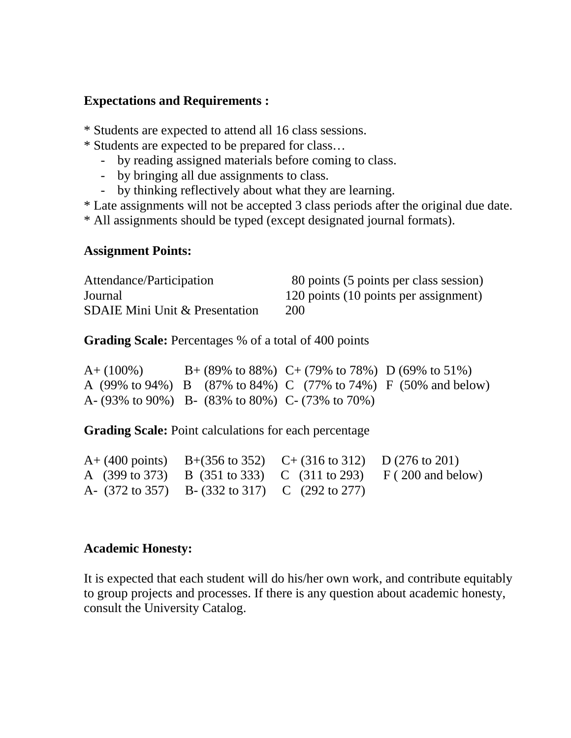**Expectations and Requirements :**

* Students are expected to attend all 16 class sessions.
* Students are expected to be prepared for class…
    - by reading assigned materials before coming to class.
    - by bringing all due assignments to class.
    - by thinking reflectively about what they are learning.
* Late assignments will not be accepted 3 class periods after the original due date.
* All assignments should be typed (except designated journal formats).

**Assignment Points:**

| | |
|---|---|
| Attendance/Participation | 80 points (5 points per class session) |
| Journal | 120 points (10 points per assignment) |
| SDAIE Mini Unit & Presentation | 200 |

**Grading Scale:** Percentages % of a total of 400 points

| | | | |
|---|---|---|---|
| A+ (100%) | B+ (89% to 88%) | C+ (79% to 78%) | D (69% to 51%) |
| A (99% to 94%) | B (87% to 84%) | C (77% to 74%) | F (50% and below) |
| A- (93% to 90%) | B- (83% to 80%) | C- (73% to 70%) | |

**Grading Scale:** Point calculations for each percentage

| | | | |
|---|---|---|---|
| A+ (400 points) | B+(356 to 352) | C+ (316 to 312) | D (276 to 201) |
| A (399 to 373) | B (351 to 333) | C (311 to 293) | F ( 200 and below) |
| A- (372 to 357) | B- (332 to 317) | C (292 to 277) | |

**Academic Honesty:**

It is expected that each student will do his/her own work, and contribute equitably to group projects and processes. If there is any question about academic honesty, consult the University Catalog.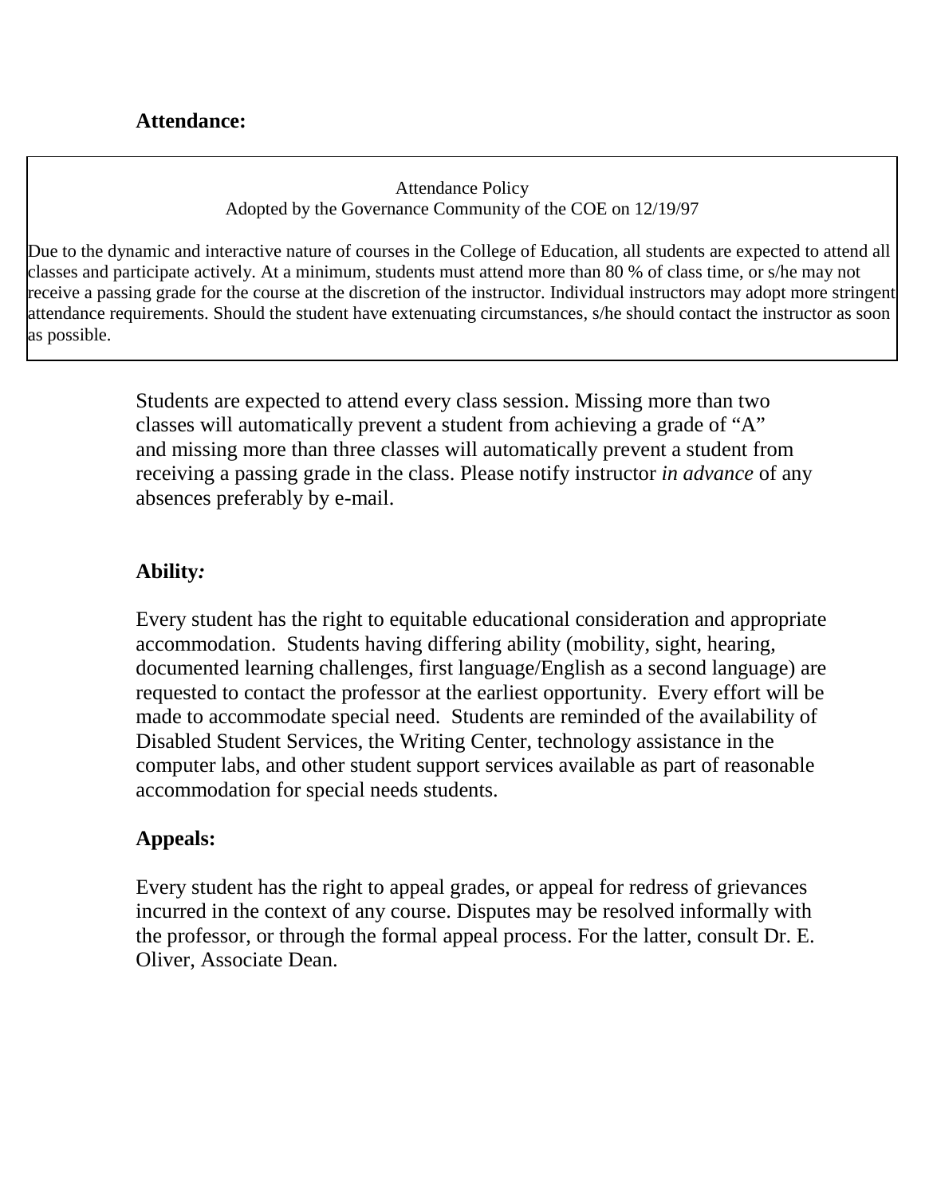**Attendance:**

> Attendance Policy
> Adopted by the Governance Community of the COE on 12/19/97
>
> Due to the dynamic and interactive nature of courses in the College of Education, all students are expected to attend all classes and participate actively. At a minimum, students must attend more than 80 % of class time, or s/he may not receive a passing grade for the course at the discretion of the instructor. Individual instructors may adopt more stringent attendance requirements. Should the student have extenuating circumstances, s/he should contact the instructor as soon as possible.

Students are expected to attend every class session. Missing more than two classes will automatically prevent a student from achieving a grade of "A" and missing more than three classes will automatically prevent a student from receiving a passing grade in the class. Please notify instructor *in advance* of any absences preferably by e-mail.

**Ability*:***

Every student has the right to equitable educational consideration and appropriate accommodation. Students having differing ability (mobility, sight, hearing, documented learning challenges, first language/English as a second language) are requested to contact the professor at the earliest opportunity. Every effort will be made to accommodate special need. Students are reminded of the availability of Disabled Student Services, the Writing Center, technology assistance in the computer labs, and other student support services available as part of reasonable accommodation for special needs students.

**Appeals:**

Every student has the right to appeal grades, or appeal for redress of grievances incurred in the context of any course. Disputes may be resolved informally with the professor, or through the formal appeal process. For the latter, consult Dr. E. Oliver, Associate Dean.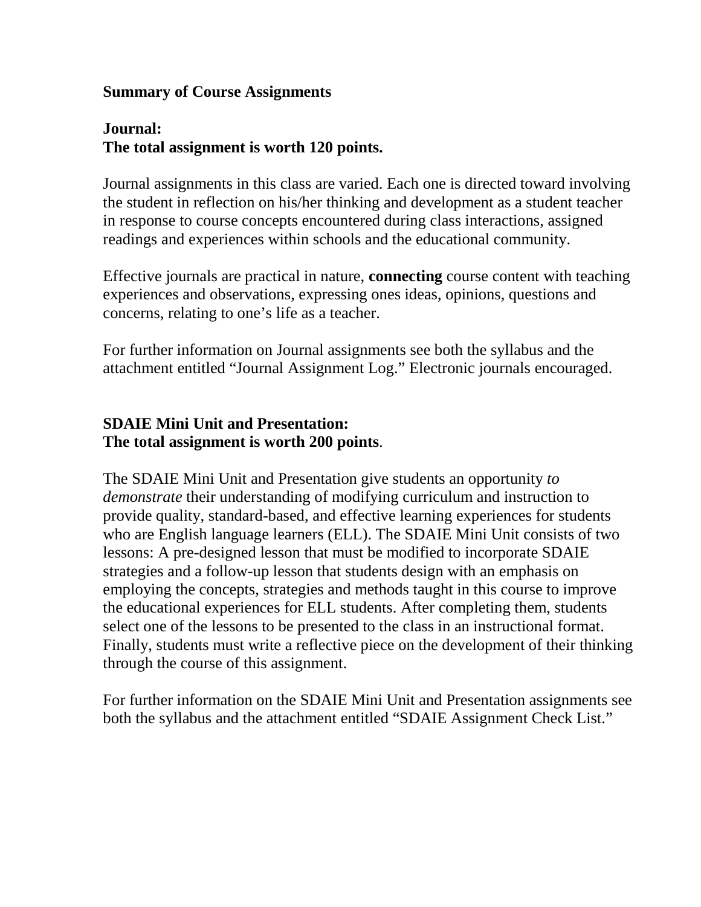**Summary of Course Assignments**

**Journal:**
**The total assignment is worth 120 points.**

Journal assignments in this class are varied. Each one is directed toward involving the student in reflection on his/her thinking and development as a student teacher in response to course concepts encountered during class interactions, assigned readings and experiences within schools and the educational community.

Effective journals are practical in nature, **connecting** course content with teaching experiences and observations, expressing ones ideas, opinions, questions and concerns, relating to one's life as a teacher.

For further information on Journal assignments see both the syllabus and the attachment entitled "Journal Assignment Log." Electronic journals encouraged.

**SDAIE Mini Unit and Presentation:**
**The total assignment is worth 200 points**.

The SDAIE Mini Unit and Presentation give students an opportunity *to demonstrate* their understanding of modifying curriculum and instruction to provide quality, standard-based, and effective learning experiences for students who are English language learners (ELL). The SDAIE Mini Unit consists of two lessons: A pre-designed lesson that must be modified to incorporate SDAIE strategies and a follow-up lesson that students design with an emphasis on employing the concepts, strategies and methods taught in this course to improve the educational experiences for ELL students. After completing them, students select one of the lessons to be presented to the class in an instructional format. Finally, students must write a reflective piece on the development of their thinking through the course of this assignment.

For further information on the SDAIE Mini Unit and Presentation assignments see both the syllabus and the attachment entitled "SDAIE Assignment Check List."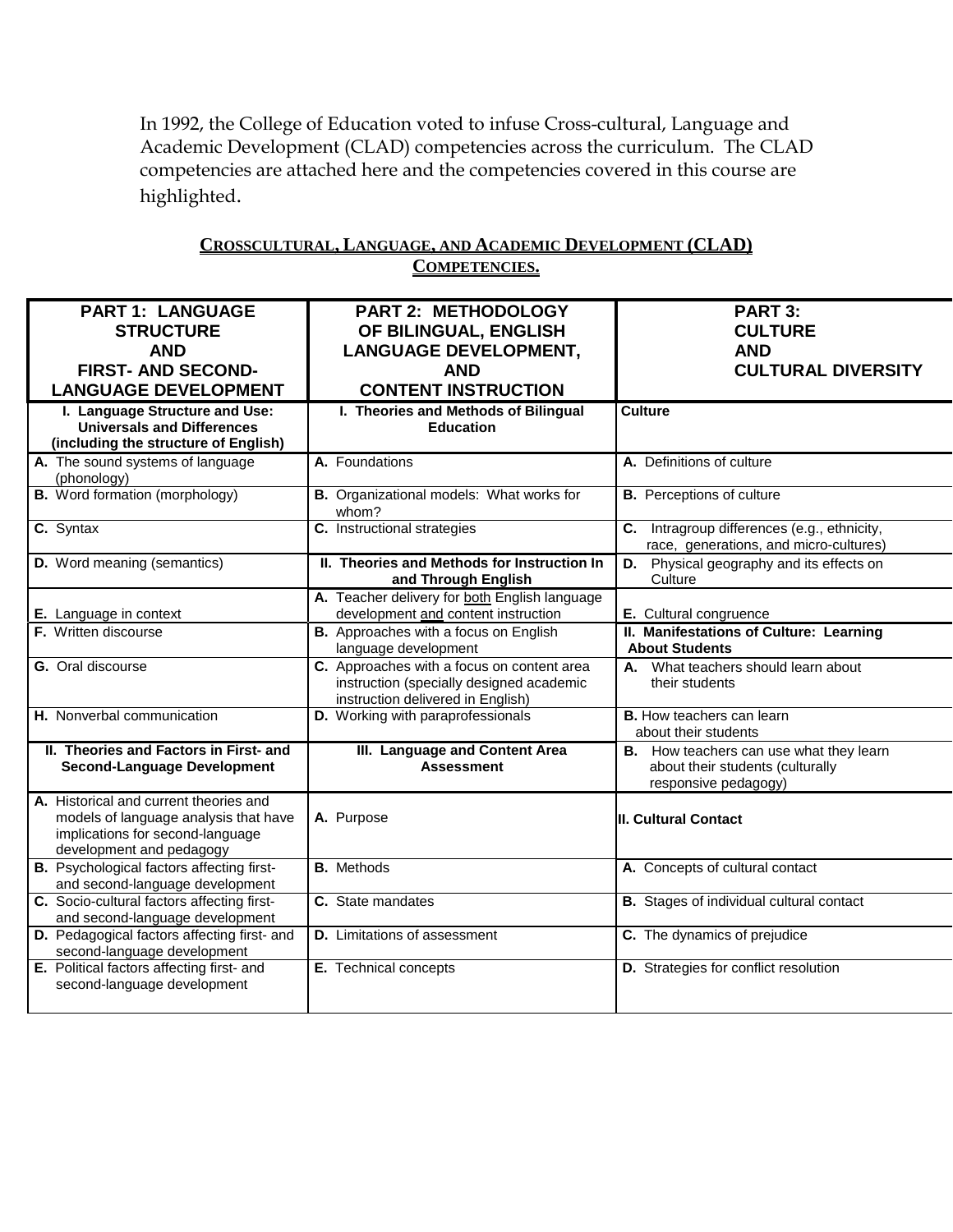In 1992, the College of Education voted to infuse Cross-cultural, Language and Academic Development (CLAD) competencies across the curriculum. The CLAD competencies are attached here and the competencies covered in this course are highlighted.

## CROSSCULTURAL, LANGUAGE, AND ACADEMIC DEVELOPMENT (CLAD) COMPETENCIES.

| PART 1: LANGUAGE STRUCTURE AND FIRST- AND SECOND-LANGUAGE DEVELOPMENT | PART 2: METHODOLOGY OF BILINGUAL, ENGLISH LANGUAGE DEVELOPMENT, AND CONTENT INSTRUCTION | PART 3: CULTURE AND CULTURAL DIVERSITY |
|---|---|---|
| **I. Language Structure and Use: Universals and Differences (including the structure of English)** | **I. Theories and Methods of Bilingual Education** | **Culture** |
| **A.** The sound systems of language (phonology) | **A.** Foundations | **A.** Definitions of culture |
| **B.** Word formation (morphology) | **B.** Organizational models: What works for whom? | **B.** Perceptions of culture |
| **C.** Syntax | **C.** Instructional strategies | **C.** Intragroup differences (e.g., ethnicity, race, generations, and micro-cultures) |
| **D.** Word meaning (semantics) | **II. Theories and Methods for Instruction In and Through English** | **D.** Physical geography and its effects on Culture |
| **E.** Language in context | **A.** Teacher delivery for both English language development and content instruction | **E.** Cultural congruence |
| **F.** Written discourse | **B.** Approaches with a focus on English language development | **II. Manifestations of Culture: Learning About Students** |
| **G.** Oral discourse | **C.** Approaches with a focus on content area instruction (specially designed academic instruction delivered in English) | **A.** What teachers should learn about their students |
| **H.** Nonverbal communication | **D.** Working with paraprofessionals | **B.** How teachers can learn about their students |
| **II. Theories and Factors in First- and Second-Language Development** | **III. Language and Content Area Assessment** | **B.** How teachers can use what they learn about their students (culturally responsive pedagogy) |
| **A.** Historical and current theories and models of language analysis that have implications for second-language development and pedagogy | **A.** Purpose | **II. Cultural Contact** |
| **B.** Psychological factors affecting first- and second-language development | **B.** Methods | **A.** Concepts of cultural contact |
| **C.** Socio-cultural factors affecting first- and second-language development | **C.** State mandates | **B.** Stages of individual cultural contact |
| **D.** Pedagogical factors affecting first- and second-language development | **D.** Limitations of assessment | **C.** The dynamics of prejudice |
| **E.** Political factors affecting first- and second-language development | **E.** Technical concepts | **D.** Strategies for conflict resolution |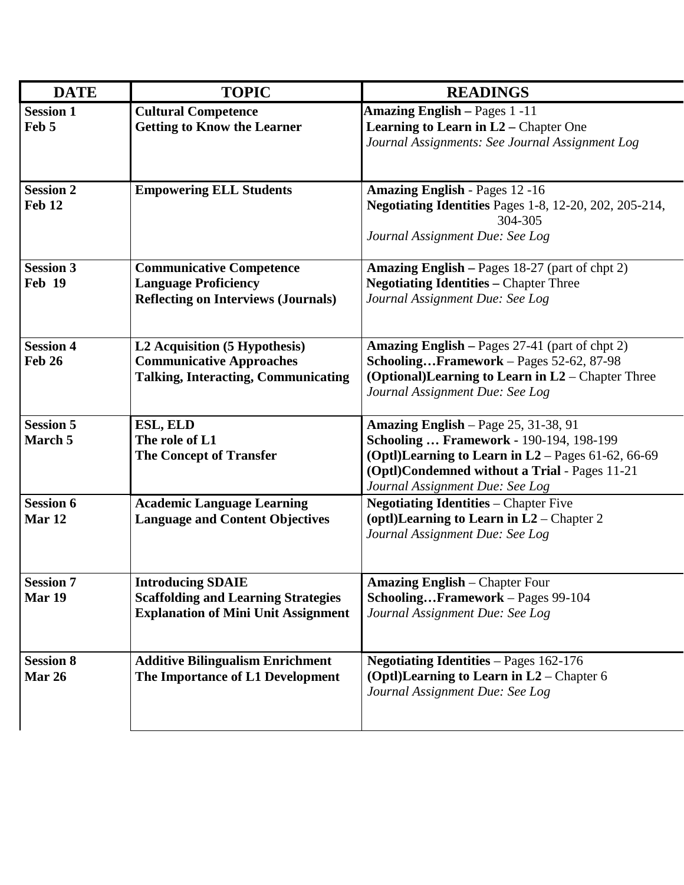| DATE | TOPIC | READINGS |
|---|---|---|
| **Session 1**<br>**Feb 5** | **Cultural Competence**<br>**Getting to Know the Learner** | **Amazing English –** Pages 1 -11<br>**Learning to Learn in L2 –** Chapter One<br>*Journal Assignments: See Journal Assignment Log* |
| **Session 2**<br>**Feb 12** | **Empowering ELL Students** | **Amazing English** - Pages 12 -16<br>**Negotiating Identities** Pages 1-8, 12-20, 202, 205-214, 304-305<br>*Journal Assignment Due: See Log* |
| **Session 3**<br>**Feb 19** | **Communicative Competence**<br>**Language Proficiency**<br>**Reflecting on Interviews (Journals)** | **Amazing English –** Pages 18-27 (part of chpt 2)<br>**Negotiating Identities –** Chapter Three<br>*Journal Assignment Due: See Log* |
| **Session 4**<br>**Feb 26** | **L2 Acquisition (5 Hypothesis)**<br>**Communicative Approaches**<br>**Talking, Interacting, Communicating** | **Amazing English –** Pages 27-41 (part of chpt 2)<br>**Schooling…Framework** – Pages 52-62, 87-98<br>**(Optional)Learning to Learn in L2** – Chapter Three<br>*Journal Assignment Due: See Log* |
| **Session 5**<br>**March 5** | **ESL, ELD**<br>**The role of L1**<br>**The Concept of Transfer** | **Amazing English** – Page 25, 31-38, 91<br>**Schooling … Framework -** 190-194, 198-199<br>**(Optl)Learning to Learn in L2** – Pages 61-62, 66-69<br>**(Optl)Condemned without a Trial** - Pages 11-21<br>*Journal Assignment Due: See Log* |
| **Session 6**<br>**Mar 12** | **Academic Language Learning**<br>**Language and Content Objectives** | **Negotiating Identities** – Chapter Five<br>**(optl)Learning to Learn in L2** – Chapter 2<br>*Journal Assignment Due: See Log* |
| **Session 7**<br>**Mar 19** | **Introducing SDAIE**<br>**Scaffolding and Learning Strategies**<br>**Explanation of Mini Unit Assignment** | **Amazing English** – Chapter Four<br>**Schooling…Framework** – Pages 99-104<br>*Journal Assignment Due: See Log* |
| **Session 8**<br>**Mar 26** | **Additive Bilingualism Enrichment**<br>**The Importance of L1 Development** | **Negotiating Identities** – Pages 162-176<br>**(Optl)Learning to Learn in L2** – Chapter 6<br>*Journal Assignment Due: See Log* |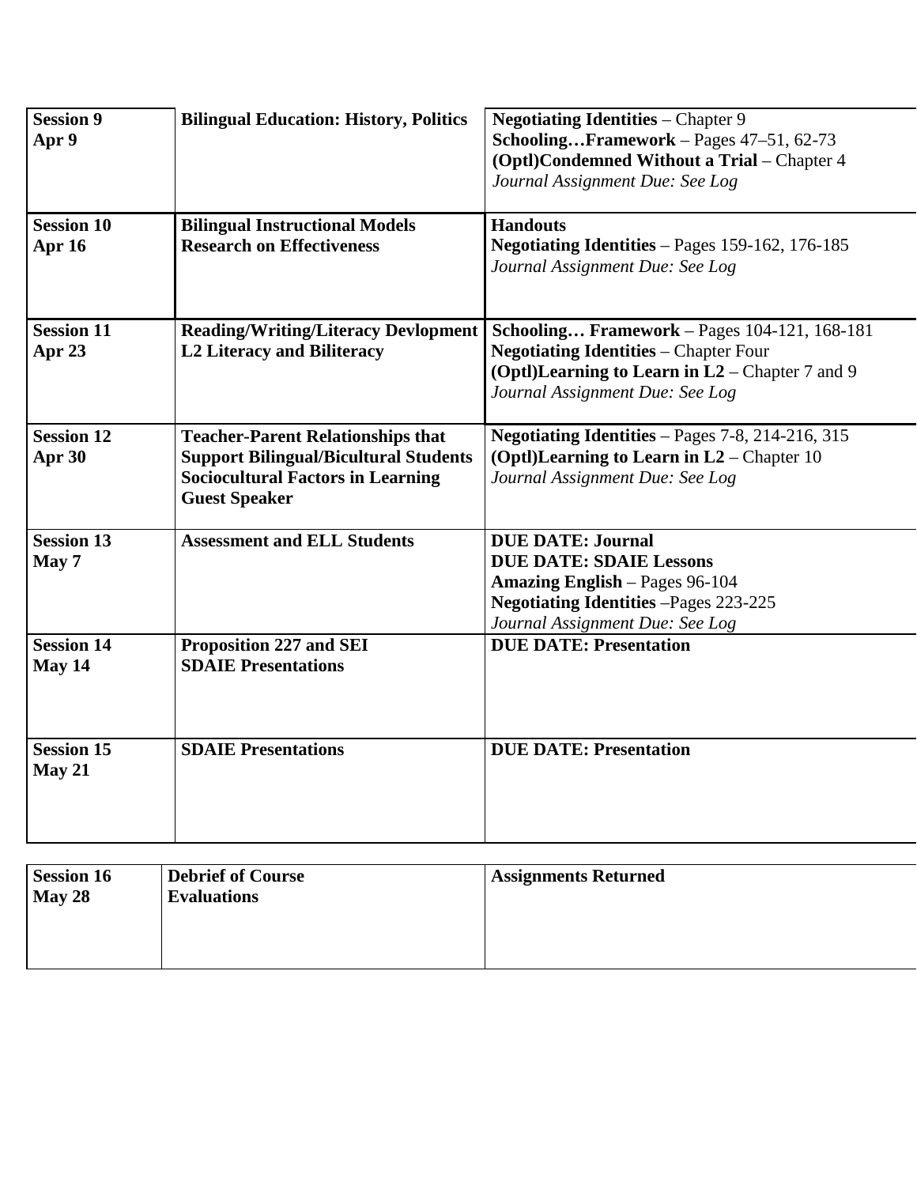| | | |
|---|---|---|
| **Session 9**<br>**Apr 9** | **Bilingual Education: History, Politics** | **Negotiating Identities** – Chapter 9<br>**Schooling…Framework** – Pages 47–51, 62-73<br>**(Optl)Condemned Without a Trial** – Chapter 4<br>*Journal Assignment Due: See Log* |
| **Session 10**<br>**Apr 16** | **Bilingual Instructional Models**<br>**Research on Effectiveness** | **Handouts**<br>**Negotiating Identities** – Pages 159-162, 176-185<br>*Journal Assignment Due: See Log* |
| **Session 11**<br>**Apr 23** | **Reading/Writing/Literacy Devlopment**<br>**L2 Literacy and Biliteracy** | **Schooling… Framework** – Pages 104-121, 168-181<br>**Negotiating Identities** – Chapter Four<br>**(Optl)Learning to Learn in L2** – Chapter 7 and 9<br>*Journal Assignment Due: See Log* |
| **Session 12**<br>**Apr 30** | **Teacher-Parent Relationships that Support Bilingual/Bicultural Students**<br>**Sociocultural Factors in Learning**<br>**Guest Speaker** | **Negotiating Identities** – Pages 7-8, 214-216, 315<br>**(Optl)Learning to Learn in L2** – Chapter 10<br>*Journal Assignment Due: See Log* |
| **Session 13**<br>**May 7** | **Assessment and ELL Students** | **DUE DATE: Journal**<br>**DUE DATE: SDAIE Lessons**<br>**Amazing English** – Pages 96-104<br>**Negotiating Identities** –Pages 223-225<br>*Journal Assignment Due: See Log* |
| **Session 14**<br>**May 14** | **Proposition 227 and SEI**<br>**SDAIE Presentations** | **DUE DATE: Presentation** |
| **Session 15**<br>**May 21** | **SDAIE Presentations** | **DUE DATE: Presentation** |
| **Session 16**<br>**May 28** | **Debrief of Course**<br>**Evaluations** | **Assignments Returned** |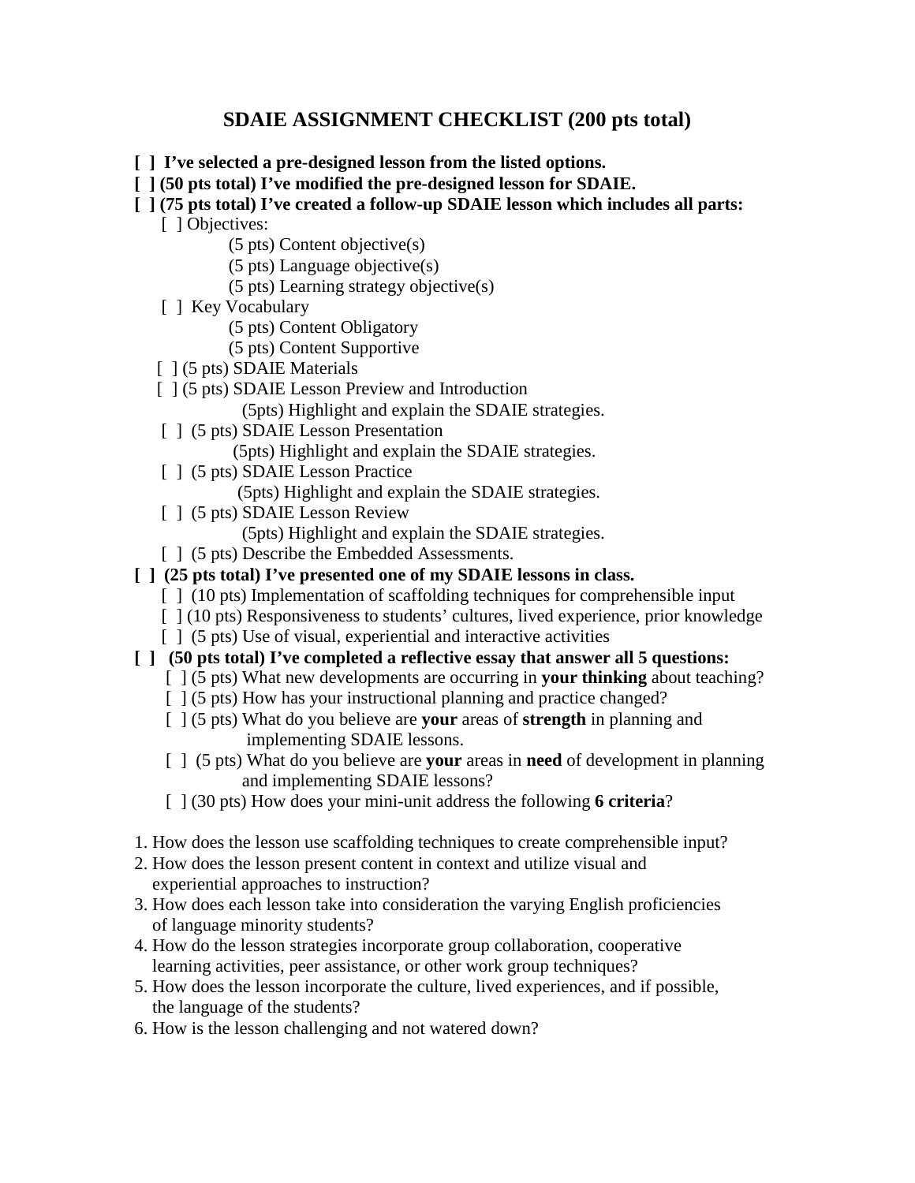# SDAIE ASSIGNMENT CHECKLIST (200 pts total)

**[ ] I've selected a pre-designed lesson from the listed options.**

**[ ] (50 pts total) I've modified the pre-designed lesson for SDAIE.**

**[ ] (75 pts total) I've created a follow-up SDAIE lesson which includes all parts:**

- [ ] Objectives:
  - (5 pts) Content objective(s)
  - (5 pts) Language objective(s)
  - (5 pts) Learning strategy objective(s)
- [ ] Key Vocabulary
  - (5 pts) Content Obligatory
  - (5 pts) Content Supportive
- [ ] (5 pts) SDAIE Materials
- [ ] (5 pts) SDAIE Lesson Preview and Introduction
  - (5pts) Highlight and explain the SDAIE strategies.
- [ ] (5 pts) SDAIE Lesson Presentation
  - (5pts) Highlight and explain the SDAIE strategies.
- [ ] (5 pts) SDAIE Lesson Practice
  - (5pts) Highlight and explain the SDAIE strategies.
- [ ] (5 pts) SDAIE Lesson Review
  - (5pts) Highlight and explain the SDAIE strategies.
- [ ] (5 pts) Describe the Embedded Assessments.

**[ ] (25 pts total) I've presented one of my SDAIE lessons in class.**

- [ ] (10 pts) Implementation of scaffolding techniques for comprehensible input
- [ ] (10 pts) Responsiveness to students' cultures, lived experience, prior knowledge
- [ ] (5 pts) Use of visual, experiential and interactive activities

**[ ] (50 pts total) I've completed a reflective essay that answer all 5 questions:**

- [ ] (5 pts) What new developments are occurring in **your thinking** about teaching?
- [ ] (5 pts) How has your instructional planning and practice changed?
- [ ] (5 pts) What do you believe are **your** areas of **strength** in planning and implementing SDAIE lessons.
- [ ] (5 pts) What do you believe are **your** areas in **need** of development in planning and implementing SDAIE lessons?
- [ ] (30 pts) How does your mini-unit address the following **6 criteria**?

1. How does the lesson use scaffolding techniques to create comprehensible input?
2. How does the lesson present content in context and utilize visual and experiential approaches to instruction?
3. How does each lesson take into consideration the varying English proficiencies of language minority students?
4. How do the lesson strategies incorporate group collaboration, cooperative learning activities, peer assistance, or other work group techniques?
5. How does the lesson incorporate the culture, lived experiences, and if possible, the language of the students?
6. How is the lesson challenging and not watered down?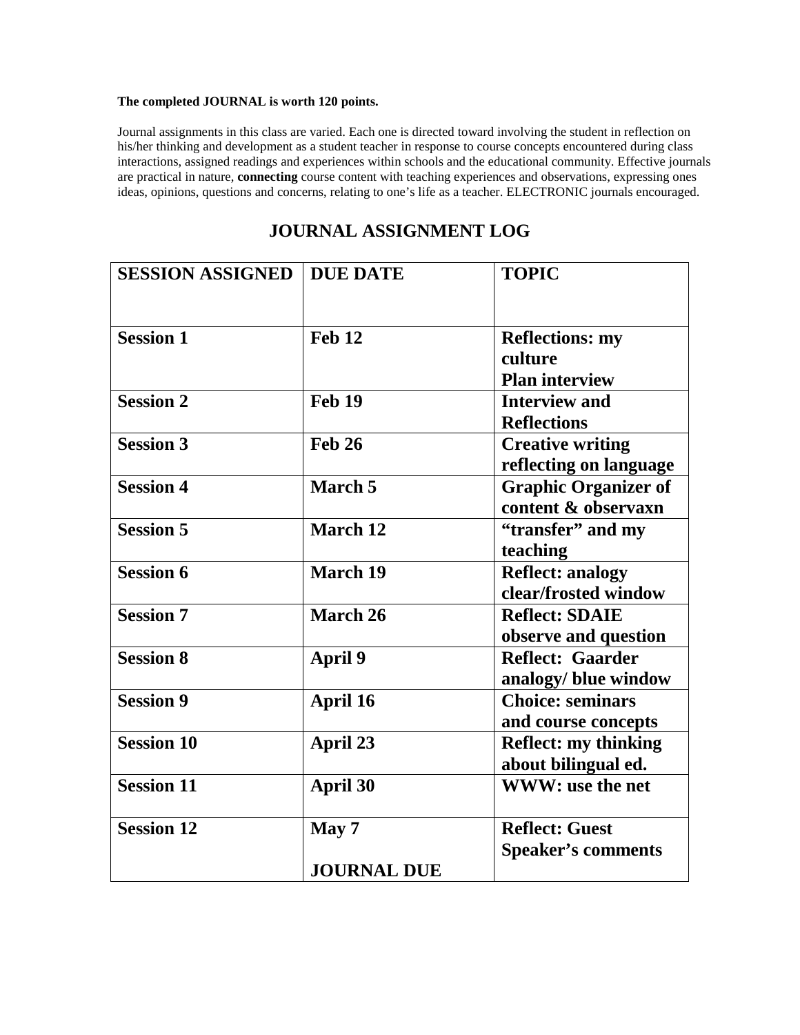**The completed JOURNAL is worth 120 points.**

Journal assignments in this class are varied. Each one is directed toward involving the student in reflection on his/her thinking and development as a student teacher in response to course concepts encountered during class interactions, assigned readings and experiences within schools and the educational community. Effective journals are practical in nature, **connecting** course content with teaching experiences and observations, expressing ones ideas, opinions, questions and concerns, relating to one's life as a teacher. ELECTRONIC journals encouraged.

## JOURNAL ASSIGNMENT LOG

| SESSION ASSIGNED | DUE DATE | TOPIC |
|---|---|---|
| **Session 1** | **Feb 12** | **Reflections: my culture**<br>**Plan interview** |
| **Session 2** | **Feb 19** | **Interview and Reflections** |
| **Session 3** | **Feb 26** | **Creative writing reflecting on language** |
| **Session 4** | **March 5** | **Graphic Organizer of content & observaxn** |
| **Session 5** | **March 12** | **"transfer" and my teaching** |
| **Session 6** | **March 19** | **Reflect: analogy clear/frosted window** |
| **Session 7** | **March 26** | **Reflect: SDAIE observe and question** |
| **Session 8** | **April 9** | **Reflect: Gaarder analogy/ blue window** |
| **Session 9** | **April 16** | **Choice: seminars and course concepts** |
| **Session 10** | **April 23** | **Reflect: my thinking about bilingual ed.** |
| **Session 11** | **April 30** | **WWW: use the net** |
| **Session 12** | **May 7**<br><br>**JOURNAL DUE** | **Reflect: Guest Speaker's comments** |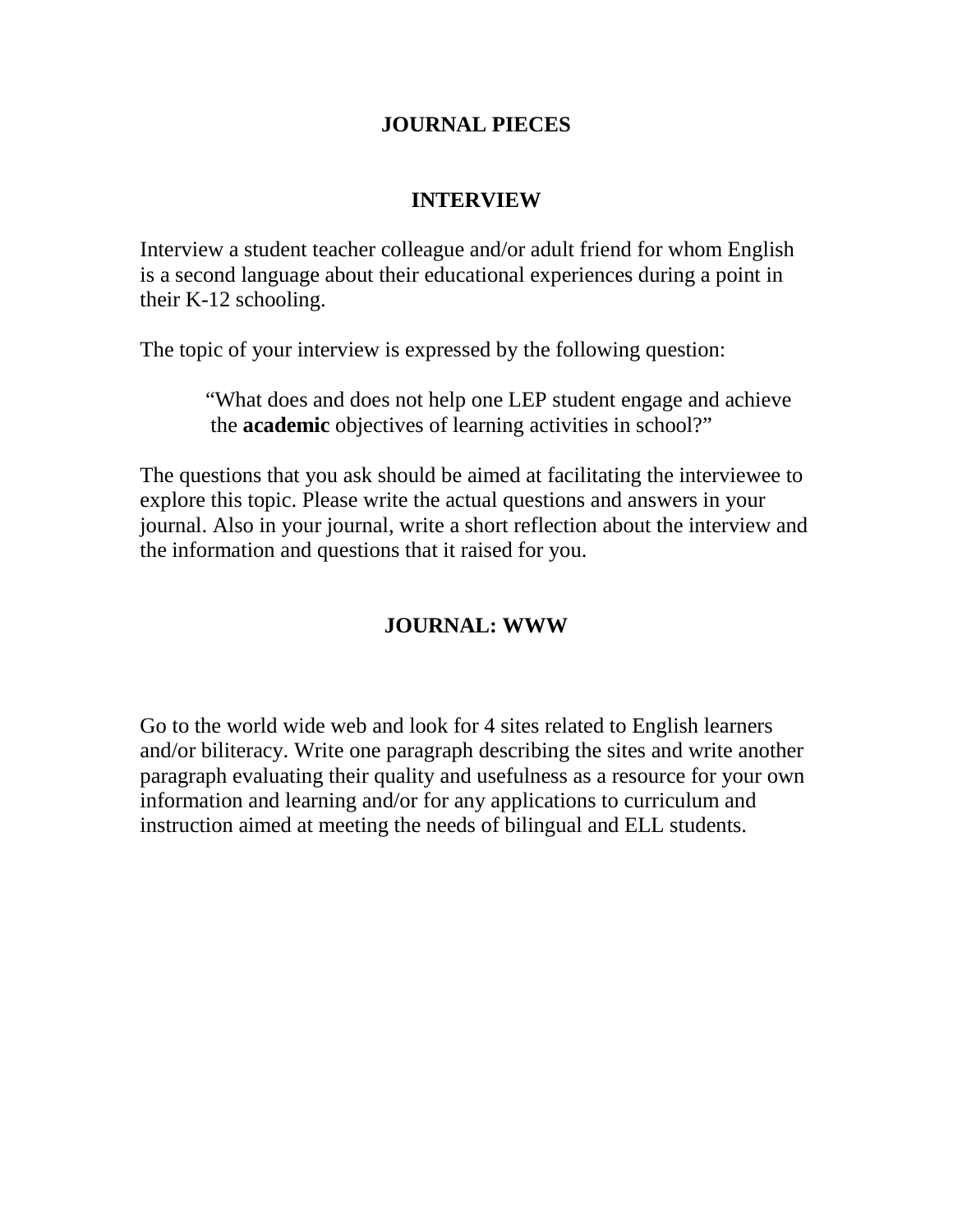# JOURNAL PIECES

## INTERVIEW

Interview a student teacher colleague and/or adult friend for whom English is a second language about their educational experiences during a point in their K-12 schooling.

The topic of your interview is expressed by the following question:

> "What does and does not help one LEP student engage and achieve the **academic** objectives of learning activities in school?"

The questions that you ask should be aimed at facilitating the interviewee to explore this topic. Please write the actual questions and answers in your journal. Also in your journal, write a short reflection about the interview and the information and questions that it raised for you.

## JOURNAL: WWW

Go to the world wide web and look for 4 sites related to English learners and/or biliteracy. Write one paragraph describing the sites and write another paragraph evaluating their quality and usefulness as a resource for your own information and learning and/or for any applications to curriculum and instruction aimed at meeting the needs of bilingual and ELL students.